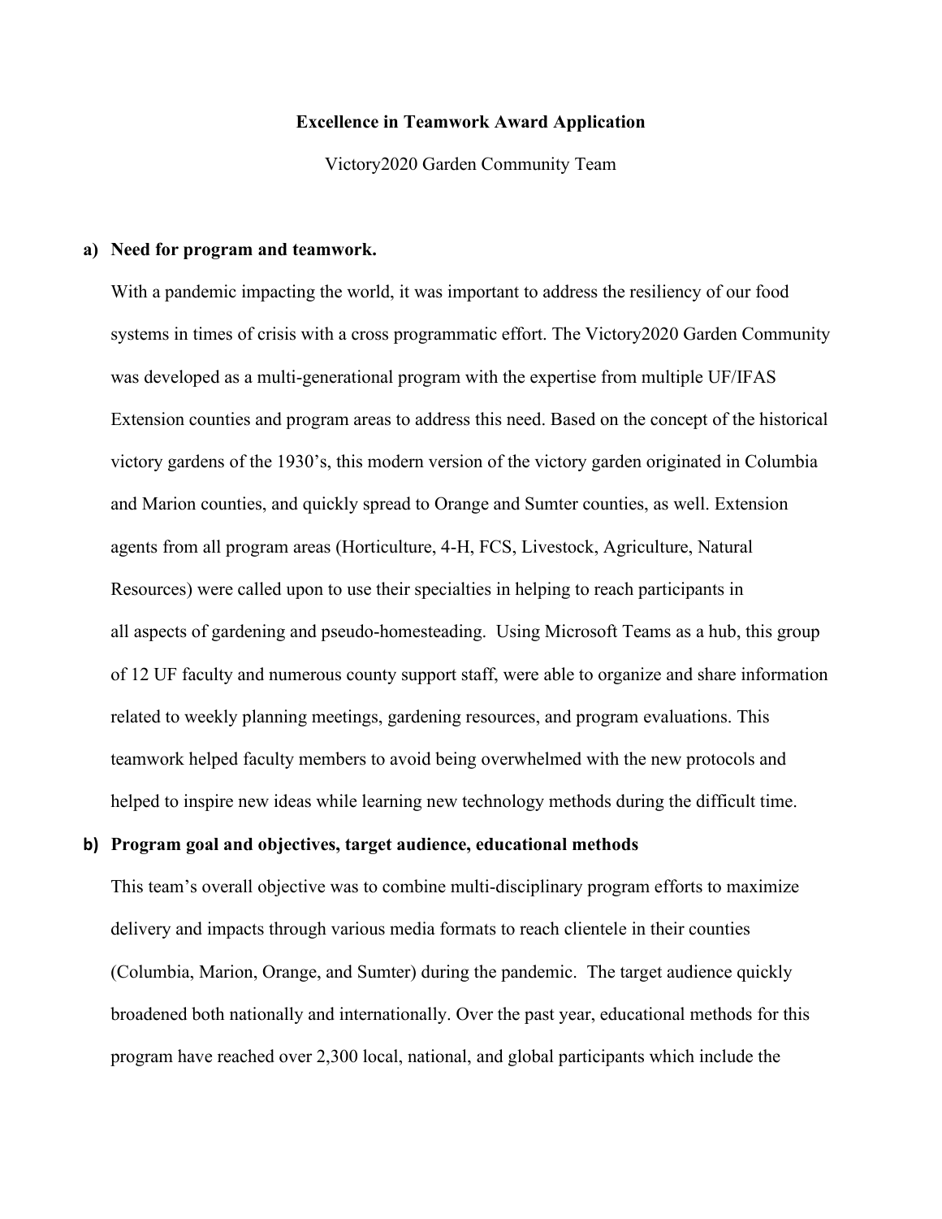**Excellence in Teamwork Award Application**

Victory2020 Garden Community Team

**a) Need for program and teamwork.**

With a pandemic impacting the world, it was important to address the resiliency of our food systems in times of crisis with a cross programmatic effort. The Victory2020 Garden Community was developed as a multi-generational program with the expertise from multiple UF/IFAS Extension counties and program areas to address this need. Based on the concept of the historical victory gardens of the 1930's, this modern version of the victory garden originated in Columbia and Marion counties, and quickly spread to Orange and Sumter counties, as well. Extension agents from all program areas (Horticulture, 4-H, FCS, Livestock, Agriculture, Natural Resources) were called upon to use their specialties in helping to reach participants in all aspects of gardening and pseudo-homesteading. Using Microsoft Teams as a hub, this group of 12 UF faculty and numerous county support staff, were able to organize and share information related to weekly planning meetings, gardening resources, and program evaluations. This teamwork helped faculty members to avoid being overwhelmed with the new protocols and helped to inspire new ideas while learning new technology methods during the difficult time.

**b) Program goal and objectives, target audience, educational methods**

This team's overall objective was to combine multi-disciplinary program efforts to maximize delivery and impacts through various media formats to reach clientele in their counties (Columbia, Marion, Orange, and Sumter) during the pandemic. The target audience quickly broadened both nationally and internationally. Over the past year, educational methods for this program have reached over 2,300 local, national, and global participants which include the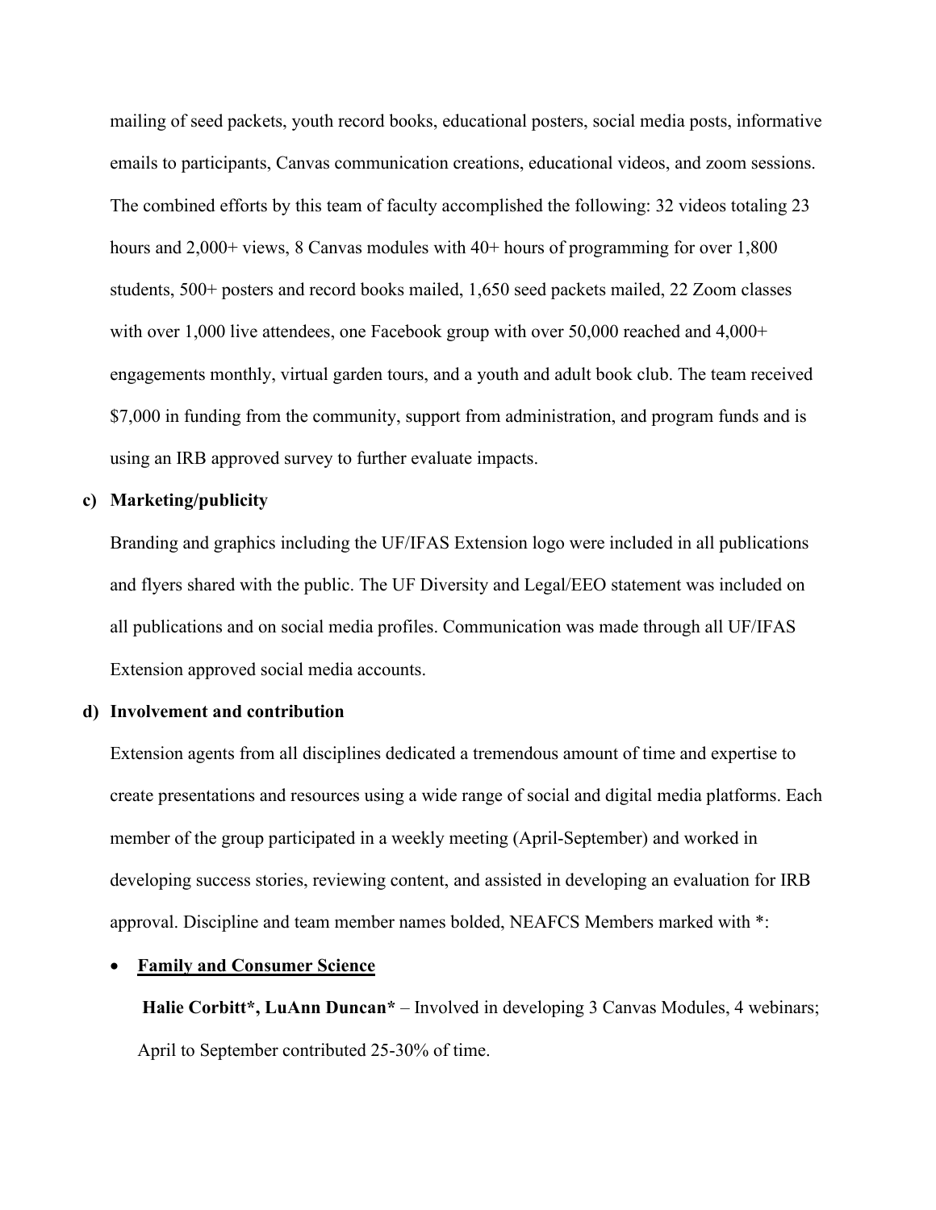mailing of seed packets, youth record books, educational posters, social media posts, informative emails to participants, Canvas communication creations, educational videos, and zoom sessions. The combined efforts by this team of faculty accomplished the following: 32 videos totaling 23 hours and 2,000+ views, 8 Canvas modules with 40+ hours of programming for over 1,800 students, 500+ posters and record books mailed, 1,650 seed packets mailed, 22 Zoom classes with over 1,000 live attendees, one Facebook group with over 50,000 reached and 4,000+ engagements monthly, virtual garden tours, and a youth and adult book club. The team received $7,000 in funding from the community, support from administration, and program funds and is using an IRB approved survey to further evaluate impacts.

**c) Marketing/publicity**

Branding and graphics including the UF/IFAS Extension logo were included in all publications and flyers shared with the public. The UF Diversity and Legal/EEO statement was included on all publications and on social media profiles. Communication was made through all UF/IFAS Extension approved social media accounts.

**d) Involvement and contribution**

Extension agents from all disciplines dedicated a tremendous amount of time and expertise to create presentations and resources using a wide range of social and digital media platforms. Each member of the group participated in a weekly meeting (April-September) and worked in developing success stories, reviewing content, and assisted in developing an evaluation for IRB approval. Discipline and team member names bolded, NEAFCS Members marked with *:

- **<u>Family and Consumer Science</u>**

  **Halie Corbitt*, LuAnn Duncan*** – Involved in developing 3 Canvas Modules, 4 webinars; April to September contributed 25-30% of time.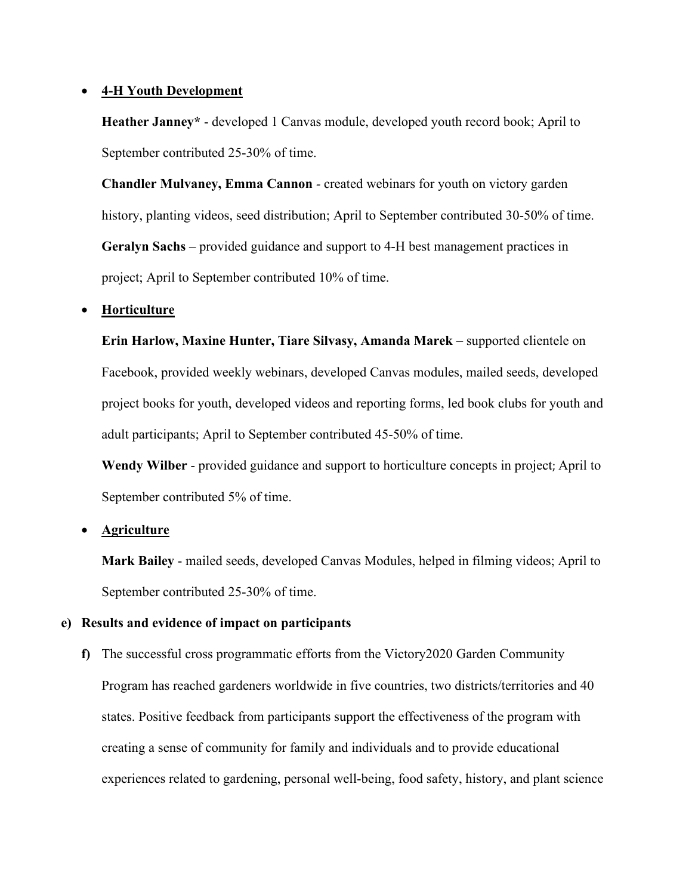- **4-H Youth Development**

  **Heather Janney*** - developed 1 Canvas module, developed youth record book; April to September contributed 25-30% of time.

  **Chandler Mulvaney, Emma Cannon** - created webinars for youth on victory garden history, planting videos, seed distribution; April to September contributed 30-50% of time.

  **Geralyn Sachs** – provided guidance and support to 4-H best management practices in project; April to September contributed 10% of time.

- **Horticulture**

  **Erin Harlow, Maxine Hunter, Tiare Silvasy, Amanda Marek** – supported clientele on Facebook, provided weekly webinars, developed Canvas modules, mailed seeds, developed project books for youth, developed videos and reporting forms, led book clubs for youth and adult participants; April to September contributed 45-50% of time.

  **Wendy Wilber** - provided guidance and support to horticulture concepts in project; April to September contributed 5% of time.

- **Agriculture**

  **Mark Bailey** - mailed seeds, developed Canvas Modules, helped in filming videos; April to September contributed 25-30% of time.

**e) Results and evidence of impact on participants**

**f)** The successful cross programmatic efforts from the Victory2020 Garden Community Program has reached gardeners worldwide in five countries, two districts/territories and 40 states. Positive feedback from participants support the effectiveness of the program with creating a sense of community for family and individuals and to provide educational experiences related to gardening, personal well-being, food safety, history, and plant science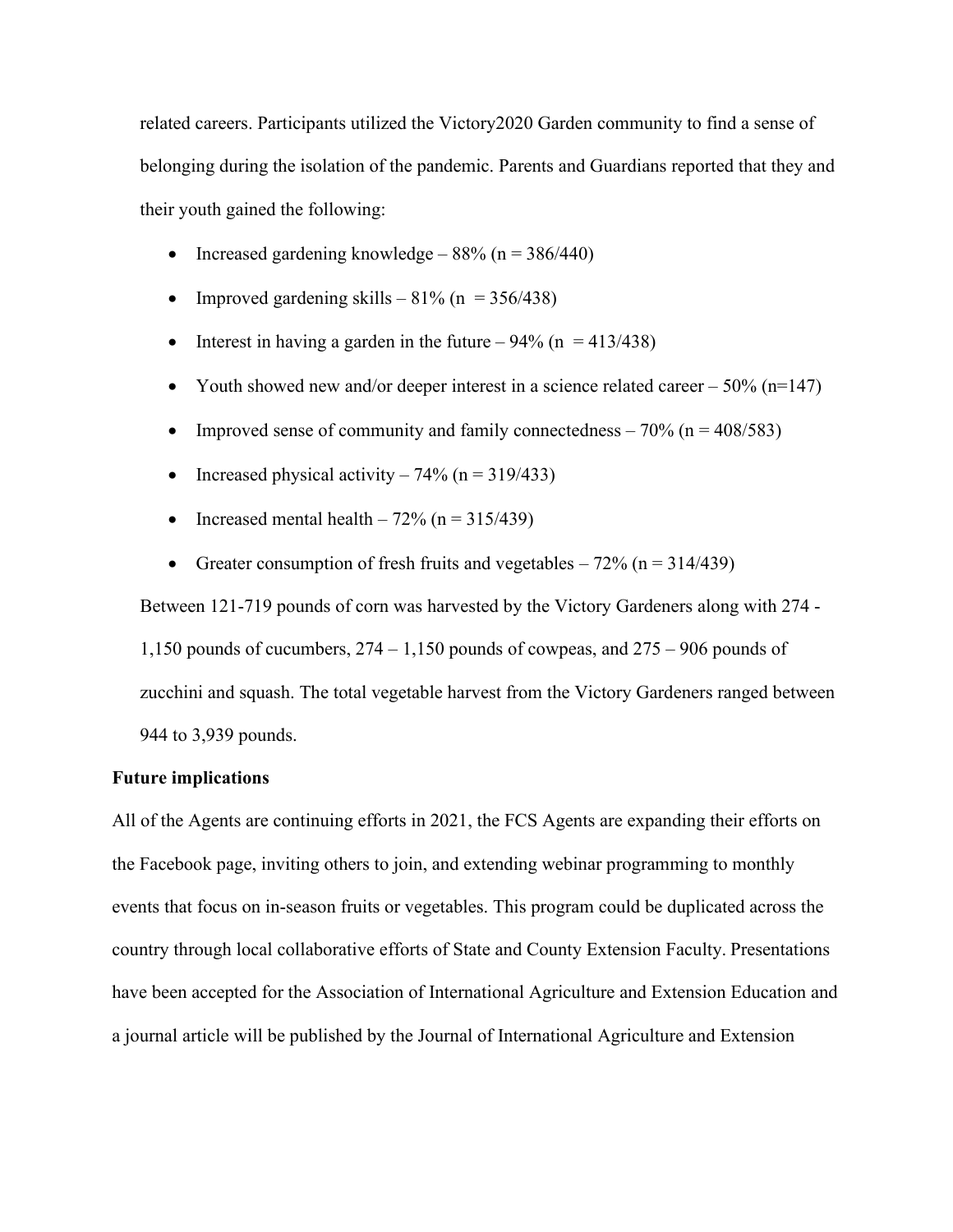related careers. Participants utilized the Victory2020 Garden community to find a sense of belonging during the isolation of the pandemic. Parents and Guardians reported that they and their youth gained the following:

- Increased gardening knowledge – 88% (n = 386/440)
- Improved gardening skills – 81% (n = 356/438)
- Interest in having a garden in the future – 94% (n = 413/438)
- Youth showed new and/or deeper interest in a science related career – 50% (n=147)
- Improved sense of community and family connectedness – 70% (n = 408/583)
- Increased physical activity – 74% (n = 319/433)
- Increased mental health – 72% (n = 315/439)
- Greater consumption of fresh fruits and vegetables – 72% (n = 314/439)

Between 121-719 pounds of corn was harvested by the Victory Gardeners along with 274 - 1,150 pounds of cucumbers, 274 – 1,150 pounds of cowpeas, and 275 – 906 pounds of zucchini and squash. The total vegetable harvest from the Victory Gardeners ranged between 944 to 3,939 pounds.

**Future implications**

All of the Agents are continuing efforts in 2021, the FCS Agents are expanding their efforts on the Facebook page, inviting others to join, and extending webinar programming to monthly events that focus on in-season fruits or vegetables. This program could be duplicated across the country through local collaborative efforts of State and County Extension Faculty. Presentations have been accepted for the Association of International Agriculture and Extension Education and a journal article will be published by the Journal of International Agriculture and Extension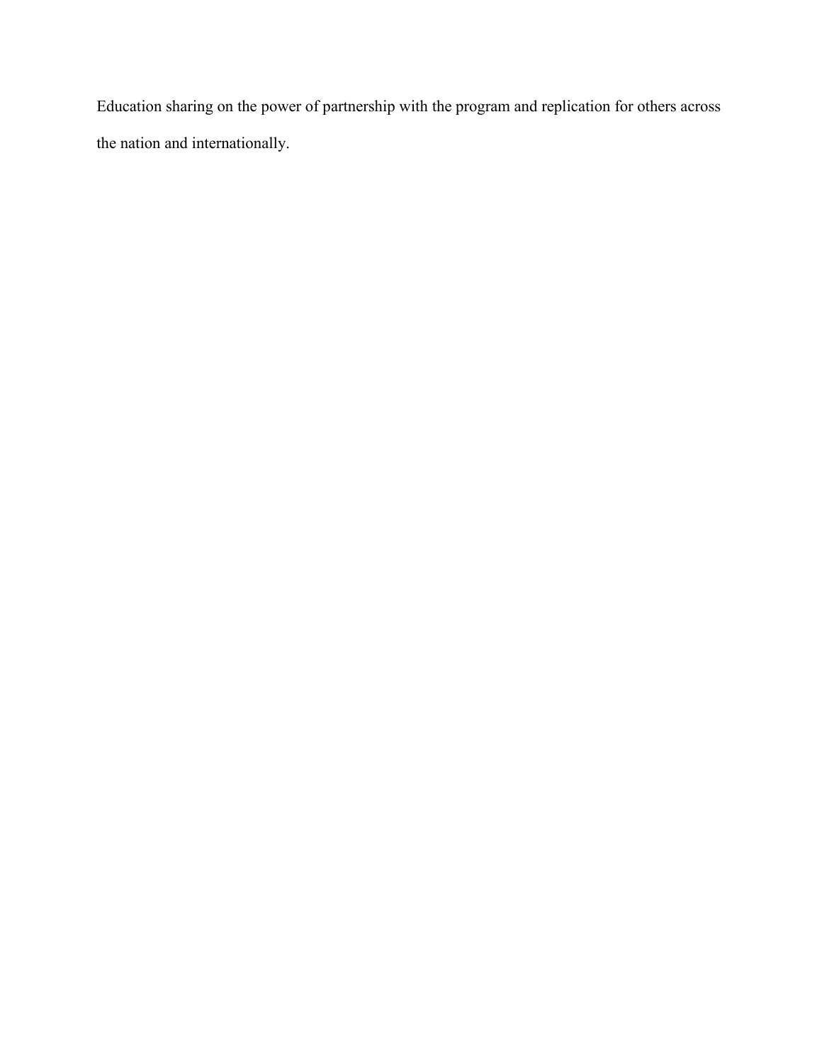Education sharing on the power of partnership with the program and replication for others across the nation and internationally.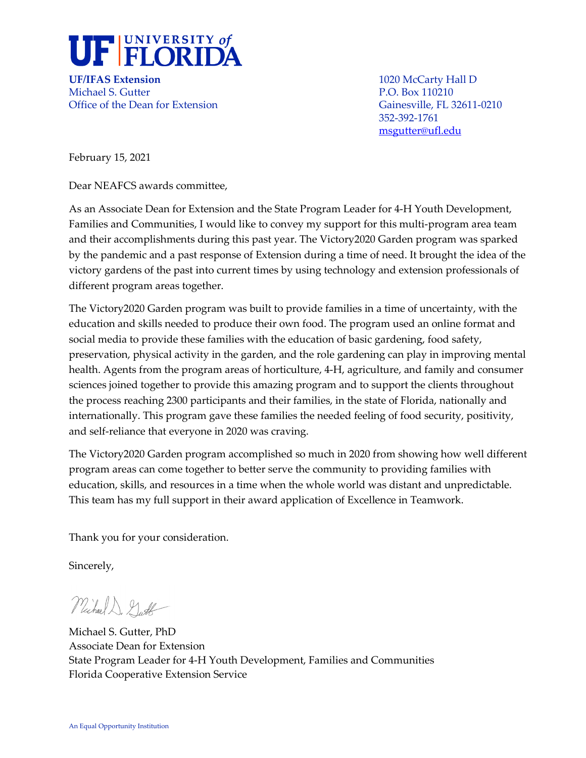**UF | UNIVERSITY of FLORIDA**

**UF/IFAS Extension**
Michael S. Gutter
Office of the Dean for Extension

1020 McCarty Hall D
P.O. Box 110210
Gainesville, FL 32611-0210
352-392-1761
msgutter@ufl.edu

February 15, 2021

Dear NEAFCS awards committee,

As an Associate Dean for Extension and the State Program Leader for 4-H Youth Development, Families and Communities, I would like to convey my support for this multi-program area team and their accomplishments during this past year. The Victory2020 Garden program was sparked by the pandemic and a past response of Extension during a time of need. It brought the idea of the victory gardens of the past into current times by using technology and extension professionals of different program areas together.

The Victory2020 Garden program was built to provide families in a time of uncertainty, with the education and skills needed to produce their own food. The program used an online format and social media to provide these families with the education of basic gardening, food safety, preservation, physical activity in the garden, and the role gardening can play in improving mental health. Agents from the program areas of horticulture, 4-H, agriculture, and family and consumer sciences joined together to provide this amazing program and to support the clients throughout the process reaching 2300 participants and their families, in the state of Florida, nationally and internationally. This program gave these families the needed feeling of food security, positivity, and self-reliance that everyone in 2020 was craving.

The Victory2020 Garden program accomplished so much in 2020 from showing how well different program areas can come together to better serve the community to providing families with education, skills, and resources in a time when the whole world was distant and unpredictable. This team has my full support in their award application of Excellence in Teamwork.

Thank you for your consideration.

Sincerely,

Michael S. Gutter, PhD
Associate Dean for Extension
State Program Leader for 4-H Youth Development, Families and Communities
Florida Cooperative Extension Service

An Equal Opportunity Institution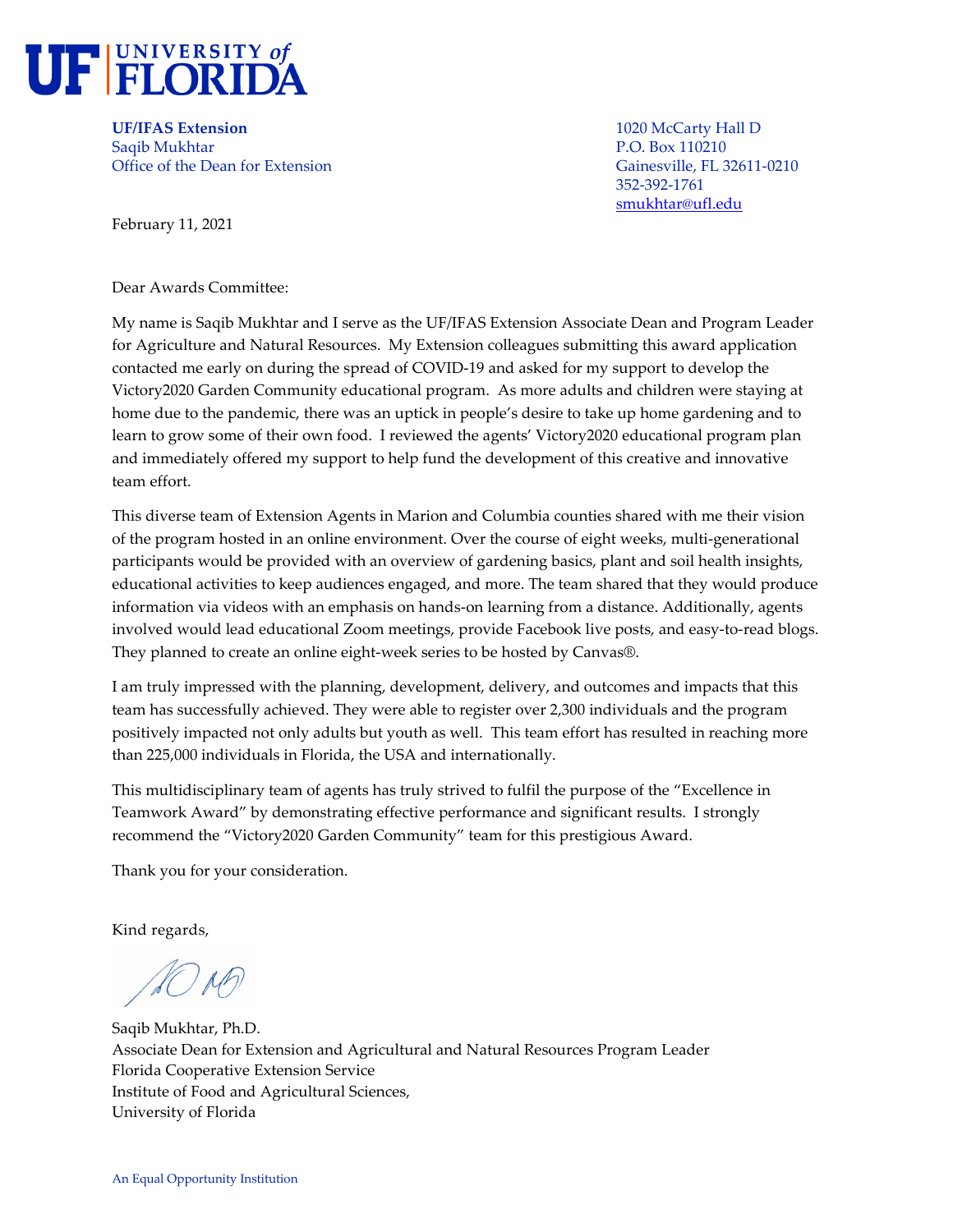# UF | UNIVERSITY of FLORIDA

**UF/IFAS Extension**
Saqib Mukhtar
Office of the Dean for Extension

1020 McCarty Hall D
P.O. Box 110210
Gainesville, FL 32611-0210
352-392-1761
smukhtar@ufl.edu

February 11, 2021

Dear Awards Committee:

My name is Saqib Mukhtar and I serve as the UF/IFAS Extension Associate Dean and Program Leader for Agriculture and Natural Resources. My Extension colleagues submitting this award application contacted me early on during the spread of COVID-19 and asked for my support to develop the Victory2020 Garden Community educational program. As more adults and children were staying at home due to the pandemic, there was an uptick in people's desire to take up home gardening and to learn to grow some of their own food. I reviewed the agents' Victory2020 educational program plan and immediately offered my support to help fund the development of this creative and innovative team effort.

This diverse team of Extension Agents in Marion and Columbia counties shared with me their vision of the program hosted in an online environment. Over the course of eight weeks, multi-generational participants would be provided with an overview of gardening basics, plant and soil health insights, educational activities to keep audiences engaged, and more. The team shared that they would produce information via videos with an emphasis on hands-on learning from a distance. Additionally, agents involved would lead educational Zoom meetings, provide Facebook live posts, and easy-to-read blogs. They planned to create an online eight-week series to be hosted by Canvas®.

I am truly impressed with the planning, development, delivery, and outcomes and impacts that this team has successfully achieved. They were able to register over 2,300 individuals and the program positively impacted not only adults but youth as well. This team effort has resulted in reaching more than 225,000 individuals in Florida, the USA and internationally.

This multidisciplinary team of agents has truly strived to fulfil the purpose of the "Excellence in Teamwork Award" by demonstrating effective performance and significant results. I strongly recommend the "Victory2020 Garden Community" team for this prestigious Award.

Thank you for your consideration.

Kind regards,

Saqib Mukhtar, Ph.D.
Associate Dean for Extension and Agricultural and Natural Resources Program Leader
Florida Cooperative Extension Service
Institute of Food and Agricultural Sciences,
University of Florida

An Equal Opportunity Institution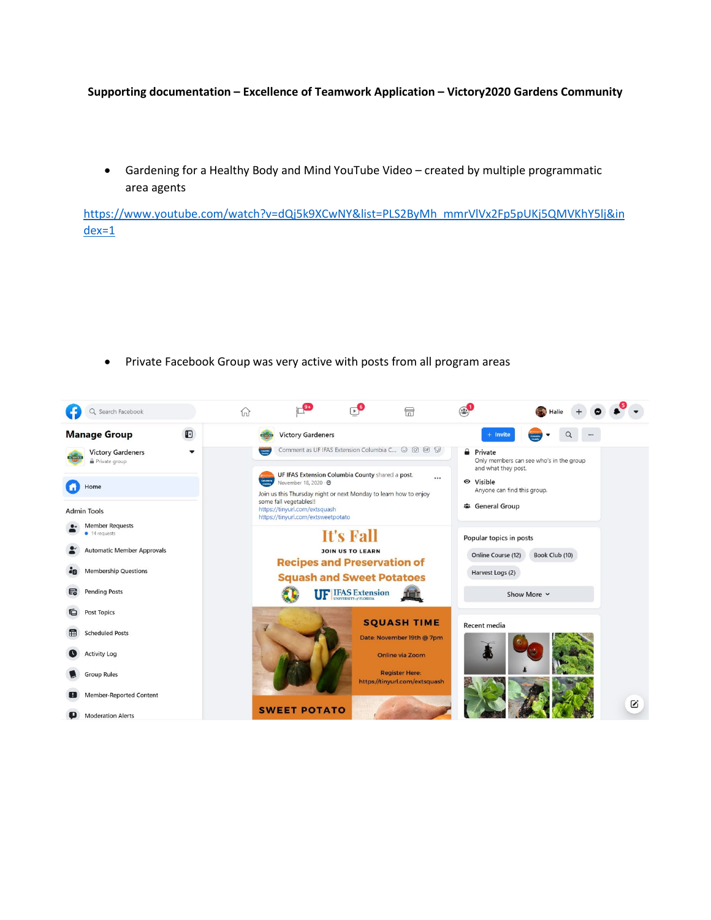**Supporting documentation – Excellence of Teamwork Application – Victory2020 Gardens Community**

- Gardening for a Healthy Body and Mind YouTube Video – created by multiple programmatic area agents

https://www.youtube.com/watch?v=dQj5k9XCwNY&list=PLS2ByMh_mmrVlVx2Fp5pUKj5QMVKhY5lj&index=1

- Private Facebook Group was very active with posts from all program areas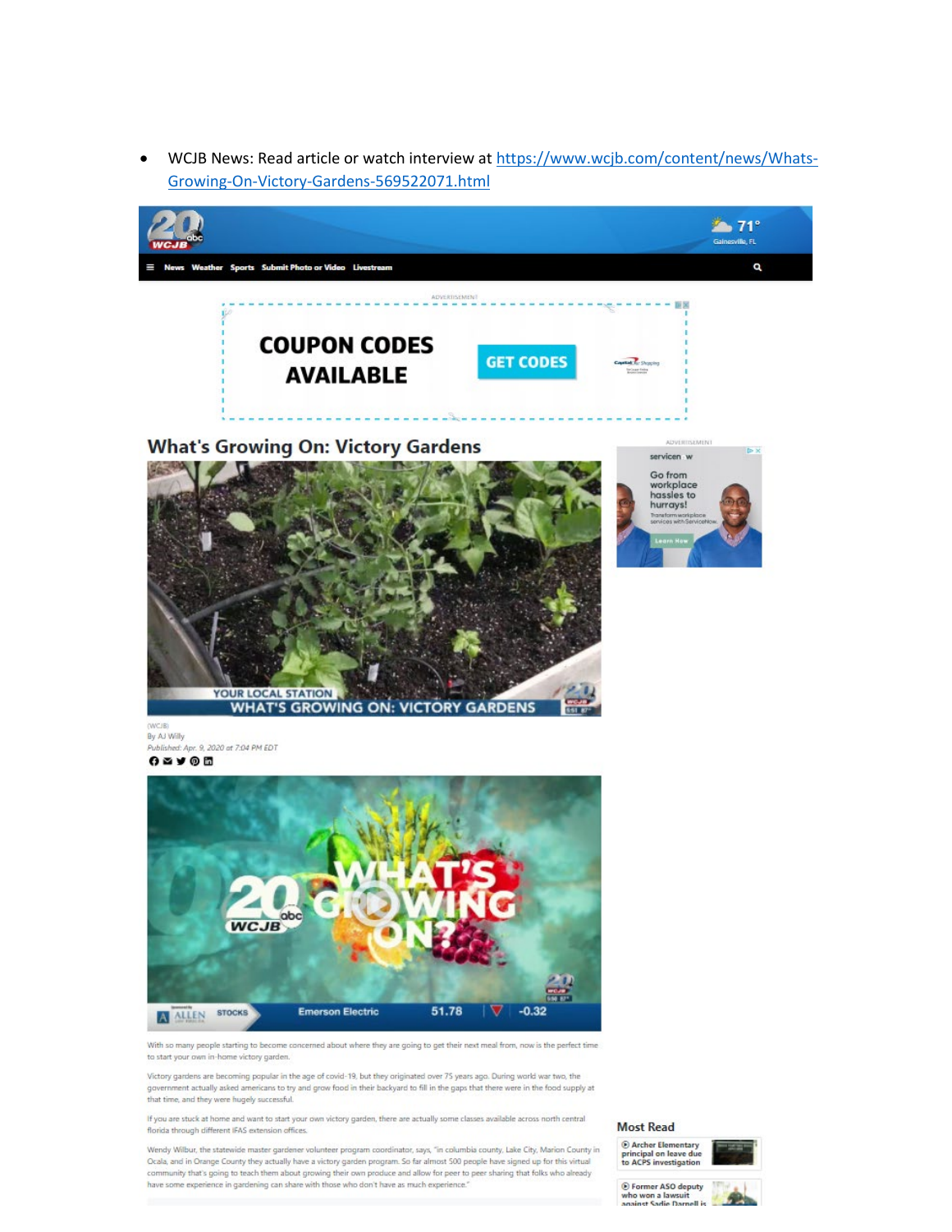- WCJB News: Read article or watch interview at https://www.wcjb.com/content/news/Whats-Growing-On-Victory-Gardens-569522071.html

News Weather Sports Submit Photo or Video Livestream

71° Gainesville, FL

## What's Growing On: Victory Gardens

YOUR LOCAL STATION
WHAT'S GROWING ON: VICTORY GARDENS

(WCJB)
By AJ Willy
Published: Apr. 9, 2020 at 7:04 PM EDT

With so many people starting to become concerned about where they are going to get their next meal from, now is the perfect time to start your own in-home victory garden.

Victory gardens are becoming popular in the age of covid-19, but they originated over 75 years ago. During world war two, the government actually asked americans to try and grow food in their backyard to fill in the gaps that there were in the food supply at that time, and they were hugely successful.

If you are stuck at home and want to start your own victory garden, there are actually some classes available across north central florida through different IFAS extension offices.

Wendy Wilbur, the statewide master gardener volunteer program coordinator, says, "in columbia county, Lake City, Marion County in Ocala, and in Orange County they actually have a victory garden program. So far almost 500 people have signed up for this virtual community that's going to teach them about growing their own produce and allow for peer to peer sharing that folks who already have some experience in gardening can share with those who don't have as much experience."

Most Read

- Archer Elementary principal on leave due to ACPS investigation
- Former ASO deputy who won a lawsuit against Sadie Darnell is